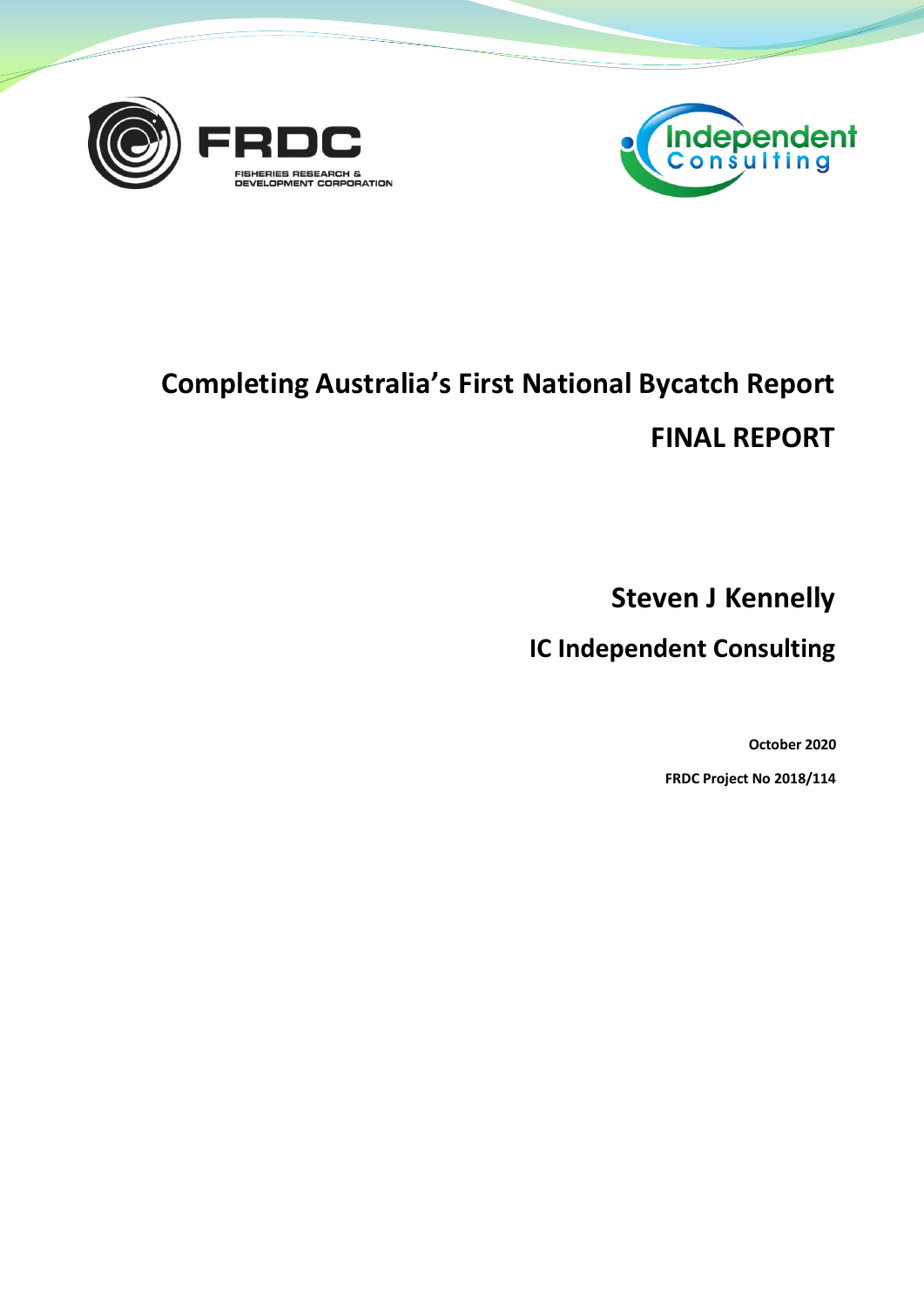# Completing Australia's First National Bycatch Report

# FINAL REPORT

**Steven J Kennelly**

**IC Independent Consulting**

**October 2020**

**FRDC Project No 2018/114**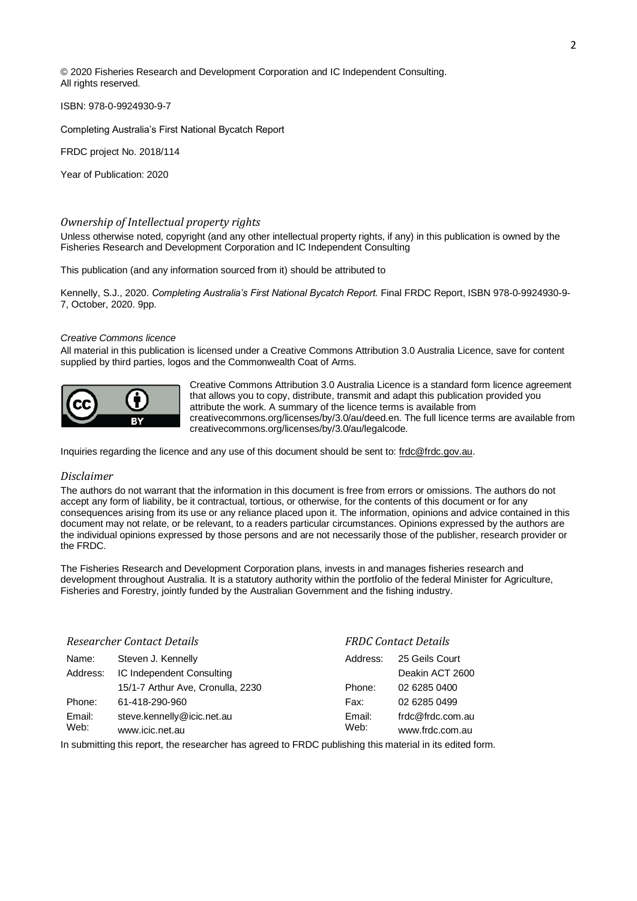© 2020 Fisheries Research and Development Corporation and IC Independent Consulting.
All rights reserved.

ISBN: 978-0-9924930-9-7

Completing Australia's First National Bycatch Report

FRDC project No. 2018/114

Year of Publication: 2020

### *Ownership of Intellectual property rights*

Unless otherwise noted, copyright (and any other intellectual property rights, if any) in this publication is owned by the Fisheries Research and Development Corporation and IC Independent Consulting

This publication (and any information sourced from it) should be attributed to

Kennelly, S.J., 2020. *Completing Australia's First National Bycatch Report.* Final FRDC Report, ISBN 978-0-9924930-9-7, October, 2020. 9pp.

*Creative Commons licence*

All material in this publication is licensed under a Creative Commons Attribution 3.0 Australia Licence, save for content supplied by third parties, logos and the Commonwealth Coat of Arms.

Creative Commons Attribution 3.0 Australia Licence is a standard form licence agreement that allows you to copy, distribute, transmit and adapt this publication provided you attribute the work. A summary of the licence terms is available from creativecommons.org/licenses/by/3.0/au/deed.en. The full licence terms are available from creativecommons.org/licenses/by/3.0/au/legalcode.

Inquiries regarding the licence and any use of this document should be sent to: frdc@frdc.gov.au.

### *Disclaimer*

The authors do not warrant that the information in this document is free from errors or omissions. The authors do not accept any form of liability, be it contractual, tortious, or otherwise, for the contents of this document or for any consequences arising from its use or any reliance placed upon it. The information, opinions and advice contained in this document may not relate, or be relevant, to a readers particular circumstances. Opinions expressed by the authors are the individual opinions expressed by those persons and are not necessarily those of the publisher, research provider or the FRDC.

The Fisheries Research and Development Corporation plans, invests in and manages fisheries research and development throughout Australia. It is a statutory authority within the portfolio of the federal Minister for Agriculture, Fisheries and Forestry, jointly funded by the Australian Government and the fishing industry.

### *Researcher Contact Details*

| | |
|---|---|
| Name: | Steven J. Kennelly |
| Address: | IC Independent Consulting |
| | 15/1-7 Arthur Ave, Cronulla, 2230 |
| Phone: | 61-418-290-960 |
| Email: | steve.kennelly@icic.net.au |
| Web: | www.icic.net.au |

### *FRDC Contact Details*

| | |
|---|---|
| Address: | 25 Geils Court |
| | Deakin ACT 2600 |
| Phone: | 02 6285 0400 |
| Fax: | 02 6285 0499 |
| Email: | frdc@frdc.com.au |
| Web: | www.frdc.com.au |

In submitting this report, the researcher has agreed to FRDC publishing this material in its edited form.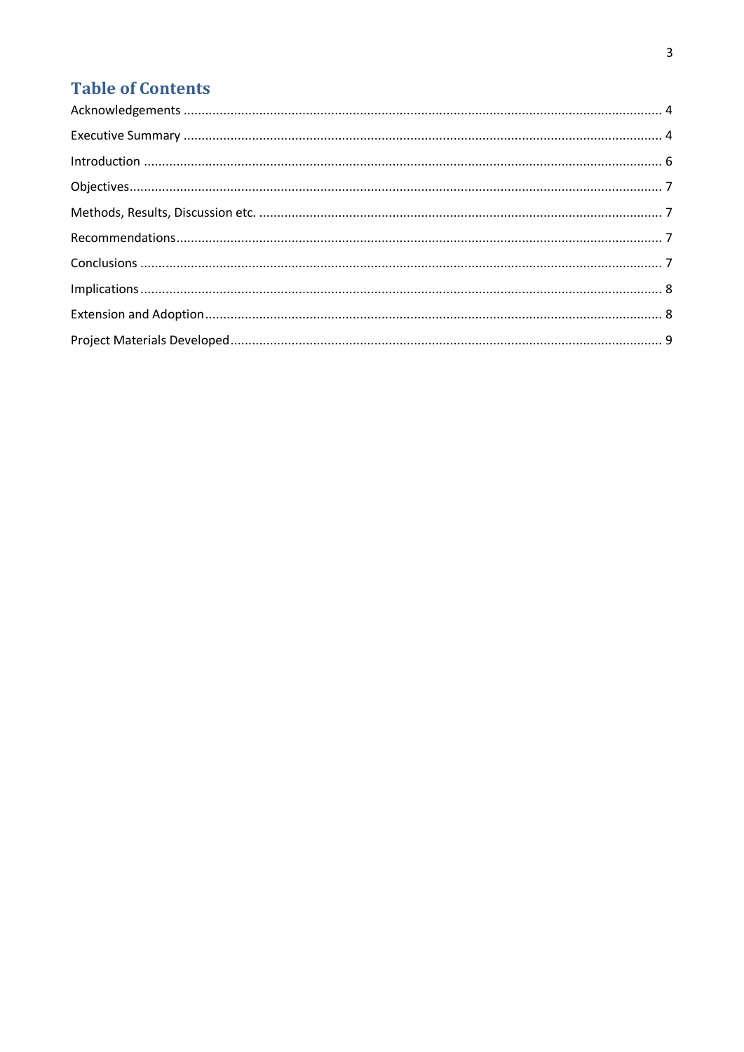# Table of Contents

Acknowledgements ........................................................................................................................ 4

Executive Summary ....................................................................................................................... 4

Introduction ................................................................................................................................. 6

Objectives ..................................................................................................................................... 7

Methods, Results, Discussion etc. ................................................................................................. 7

Recommendations ......................................................................................................................... 7

Conclusions .................................................................................................................................. 7

Implications .................................................................................................................................. 8

Extension and Adoption ................................................................................................................ 8

Project Materials Developed .......................................................................................................... 9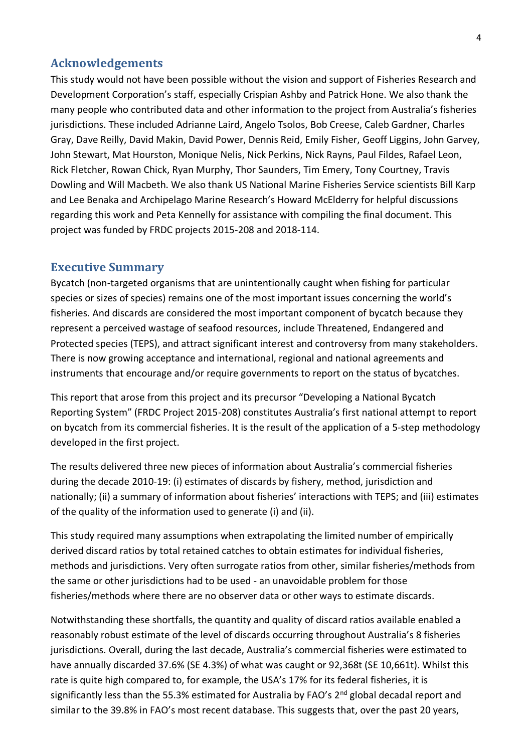## Acknowledgements

This study would not have been possible without the vision and support of Fisheries Research and Development Corporation's staff, especially Crispian Ashby and Patrick Hone. We also thank the many people who contributed data and other information to the project from Australia's fisheries jurisdictions. These included Adrianne Laird, Angelo Tsolos, Bob Creese, Caleb Gardner, Charles Gray, Dave Reilly, David Makin, David Power, Dennis Reid, Emily Fisher, Geoff Liggins, John Garvey, John Stewart, Mat Hourston, Monique Nelis, Nick Perkins, Nick Rayns, Paul Fildes, Rafael Leon, Rick Fletcher, Rowan Chick, Ryan Murphy, Thor Saunders, Tim Emery, Tony Courtney, Travis Dowling and Will Macbeth. We also thank US National Marine Fisheries Service scientists Bill Karp and Lee Benaka and Archipelago Marine Research's Howard McElderry for helpful discussions regarding this work and Peta Kennelly for assistance with compiling the final document. This project was funded by FRDC projects 2015-208 and 2018-114.

## Executive Summary

Bycatch (non-targeted organisms that are unintentionally caught when fishing for particular species or sizes of species) remains one of the most important issues concerning the world's fisheries. And discards are considered the most important component of bycatch because they represent a perceived wastage of seafood resources, include Threatened, Endangered and Protected species (TEPS), and attract significant interest and controversy from many stakeholders. There is now growing acceptance and international, regional and national agreements and instruments that encourage and/or require governments to report on the status of bycatches.

This report that arose from this project and its precursor "Developing a National Bycatch Reporting System" (FRDC Project 2015-208) constitutes Australia's first national attempt to report on bycatch from its commercial fisheries. It is the result of the application of a 5-step methodology developed in the first project.

The results delivered three new pieces of information about Australia's commercial fisheries during the decade 2010-19: (i) estimates of discards by fishery, method, jurisdiction and nationally; (ii) a summary of information about fisheries' interactions with TEPS; and (iii) estimates of the quality of the information used to generate (i) and (ii).

This study required many assumptions when extrapolating the limited number of empirically derived discard ratios by total retained catches to obtain estimates for individual fisheries, methods and jurisdictions. Very often surrogate ratios from other, similar fisheries/methods from the same or other jurisdictions had to be used - an unavoidable problem for those fisheries/methods where there are no observer data or other ways to estimate discards.

Notwithstanding these shortfalls, the quantity and quality of discard ratios available enabled a reasonably robust estimate of the level of discards occurring throughout Australia's 8 fisheries jurisdictions. Overall, during the last decade, Australia's commercial fisheries were estimated to have annually discarded 37.6% (SE 4.3%) of what was caught or 92,368t (SE 10,661t). Whilst this rate is quite high compared to, for example, the USA's 17% for its federal fisheries, it is significantly less than the 55.3% estimated for Australia by FAO's 2nd global decadal report and similar to the 39.8% in FAO's most recent database. This suggests that, over the past 20 years,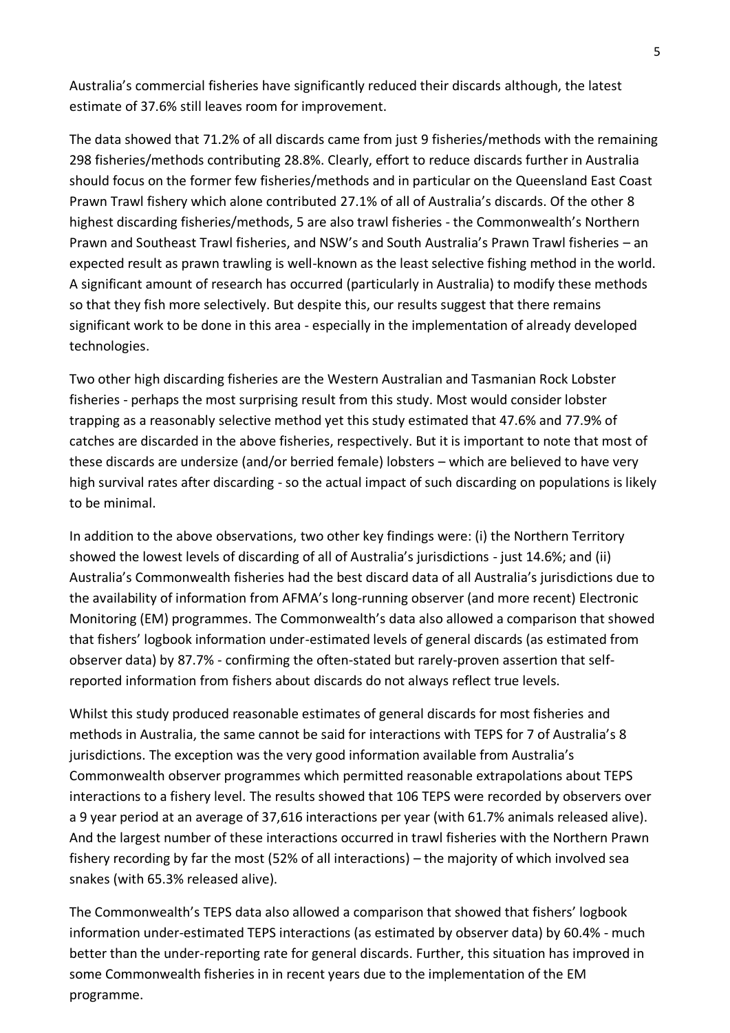Australia's commercial fisheries have significantly reduced their discards although, the latest estimate of 37.6% still leaves room for improvement.

The data showed that 71.2% of all discards came from just 9 fisheries/methods with the remaining 298 fisheries/methods contributing 28.8%. Clearly, effort to reduce discards further in Australia should focus on the former few fisheries/methods and in particular on the Queensland East Coast Prawn Trawl fishery which alone contributed 27.1% of all of Australia's discards. Of the other 8 highest discarding fisheries/methods, 5 are also trawl fisheries - the Commonwealth's Northern Prawn and Southeast Trawl fisheries, and NSW's and South Australia's Prawn Trawl fisheries – an expected result as prawn trawling is well-known as the least selective fishing method in the world. A significant amount of research has occurred (particularly in Australia) to modify these methods so that they fish more selectively. But despite this, our results suggest that there remains significant work to be done in this area - especially in the implementation of already developed technologies.

Two other high discarding fisheries are the Western Australian and Tasmanian Rock Lobster fisheries - perhaps the most surprising result from this study. Most would consider lobster trapping as a reasonably selective method yet this study estimated that 47.6% and 77.9% of catches are discarded in the above fisheries, respectively. But it is important to note that most of these discards are undersize (and/or berried female) lobsters – which are believed to have very high survival rates after discarding - so the actual impact of such discarding on populations is likely to be minimal.

In addition to the above observations, two other key findings were: (i) the Northern Territory showed the lowest levels of discarding of all of Australia's jurisdictions - just 14.6%; and (ii) Australia's Commonwealth fisheries had the best discard data of all Australia's jurisdictions due to the availability of information from AFMA's long-running observer (and more recent) Electronic Monitoring (EM) programmes. The Commonwealth's data also allowed a comparison that showed that fishers' logbook information under-estimated levels of general discards (as estimated from observer data) by 87.7% - confirming the often-stated but rarely-proven assertion that self-reported information from fishers about discards do not always reflect true levels.

Whilst this study produced reasonable estimates of general discards for most fisheries and methods in Australia, the same cannot be said for interactions with TEPS for 7 of Australia's 8 jurisdictions. The exception was the very good information available from Australia's Commonwealth observer programmes which permitted reasonable extrapolations about TEPS interactions to a fishery level. The results showed that 106 TEPS were recorded by observers over a 9 year period at an average of 37,616 interactions per year (with 61.7% animals released alive). And the largest number of these interactions occurred in trawl fisheries with the Northern Prawn fishery recording by far the most (52% of all interactions) – the majority of which involved sea snakes (with 65.3% released alive).

The Commonwealth's TEPS data also allowed a comparison that showed that fishers' logbook information under-estimated TEPS interactions (as estimated by observer data) by 60.4% - much better than the under-reporting rate for general discards. Further, this situation has improved in some Commonwealth fisheries in in recent years due to the implementation of the EM programme.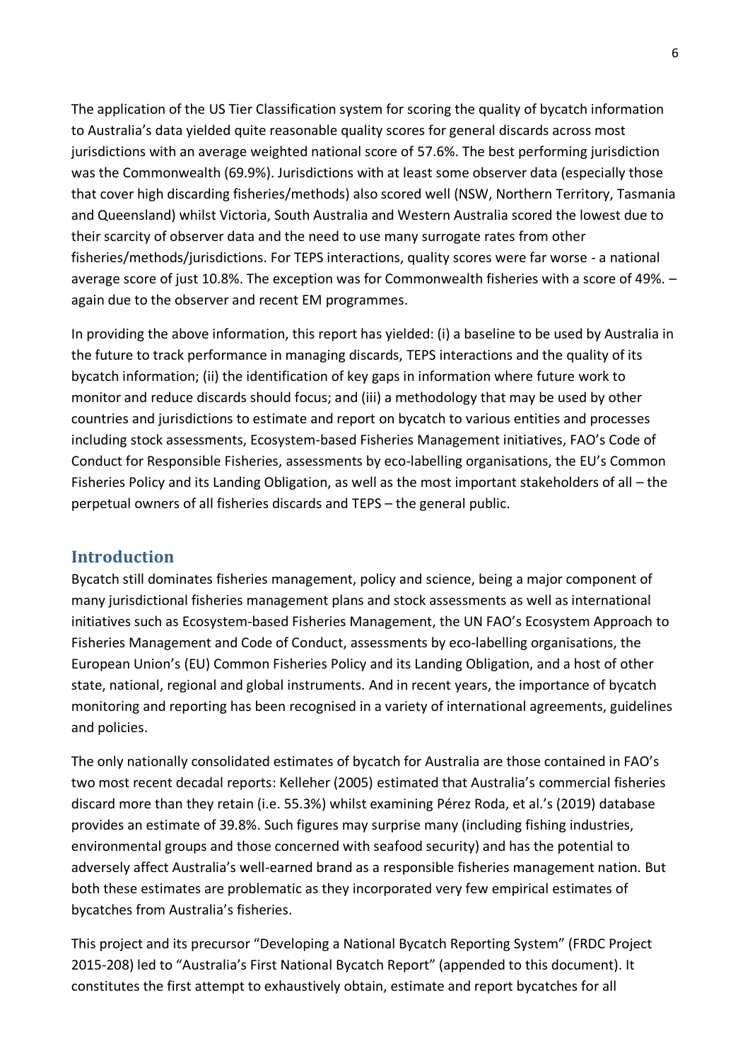The application of the US Tier Classification system for scoring the quality of bycatch information to Australia's data yielded quite reasonable quality scores for general discards across most jurisdictions with an average weighted national score of 57.6%. The best performing jurisdiction was the Commonwealth (69.9%). Jurisdictions with at least some observer data (especially those that cover high discarding fisheries/methods) also scored well (NSW, Northern Territory, Tasmania and Queensland) whilst Victoria, South Australia and Western Australia scored the lowest due to their scarcity of observer data and the need to use many surrogate rates from other fisheries/methods/jurisdictions. For TEPS interactions, quality scores were far worse - a national average score of just 10.8%. The exception was for Commonwealth fisheries with a score of 49%. – again due to the observer and recent EM programmes.

In providing the above information, this report has yielded: (i) a baseline to be used by Australia in the future to track performance in managing discards, TEPS interactions and the quality of its bycatch information; (ii) the identification of key gaps in information where future work to monitor and reduce discards should focus; and (iii) a methodology that may be used by other countries and jurisdictions to estimate and report on bycatch to various entities and processes including stock assessments, Ecosystem-based Fisheries Management initiatives, FAO's Code of Conduct for Responsible Fisheries, assessments by eco-labelling organisations, the EU's Common Fisheries Policy and its Landing Obligation, as well as the most important stakeholders of all – the perpetual owners of all fisheries discards and TEPS – the general public.

## Introduction

Bycatch still dominates fisheries management, policy and science, being a major component of many jurisdictional fisheries management plans and stock assessments as well as international initiatives such as Ecosystem-based Fisheries Management, the UN FAO's Ecosystem Approach to Fisheries Management and Code of Conduct, assessments by eco-labelling organisations, the European Union's (EU) Common Fisheries Policy and its Landing Obligation, and a host of other state, national, regional and global instruments. And in recent years, the importance of bycatch monitoring and reporting has been recognised in a variety of international agreements, guidelines and policies.

The only nationally consolidated estimates of bycatch for Australia are those contained in FAO's two most recent decadal reports: Kelleher (2005) estimated that Australia's commercial fisheries discard more than they retain (i.e. 55.3%) whilst examining Pérez Roda, et al.'s (2019) database provides an estimate of 39.8%. Such figures may surprise many (including fishing industries, environmental groups and those concerned with seafood security) and has the potential to adversely affect Australia's well-earned brand as a responsible fisheries management nation. But both these estimates are problematic as they incorporated very few empirical estimates of bycatches from Australia's fisheries.

This project and its precursor "Developing a National Bycatch Reporting System" (FRDC Project 2015-208) led to "Australia's First National Bycatch Report" (appended to this document). It constitutes the first attempt to exhaustively obtain, estimate and report bycatches for all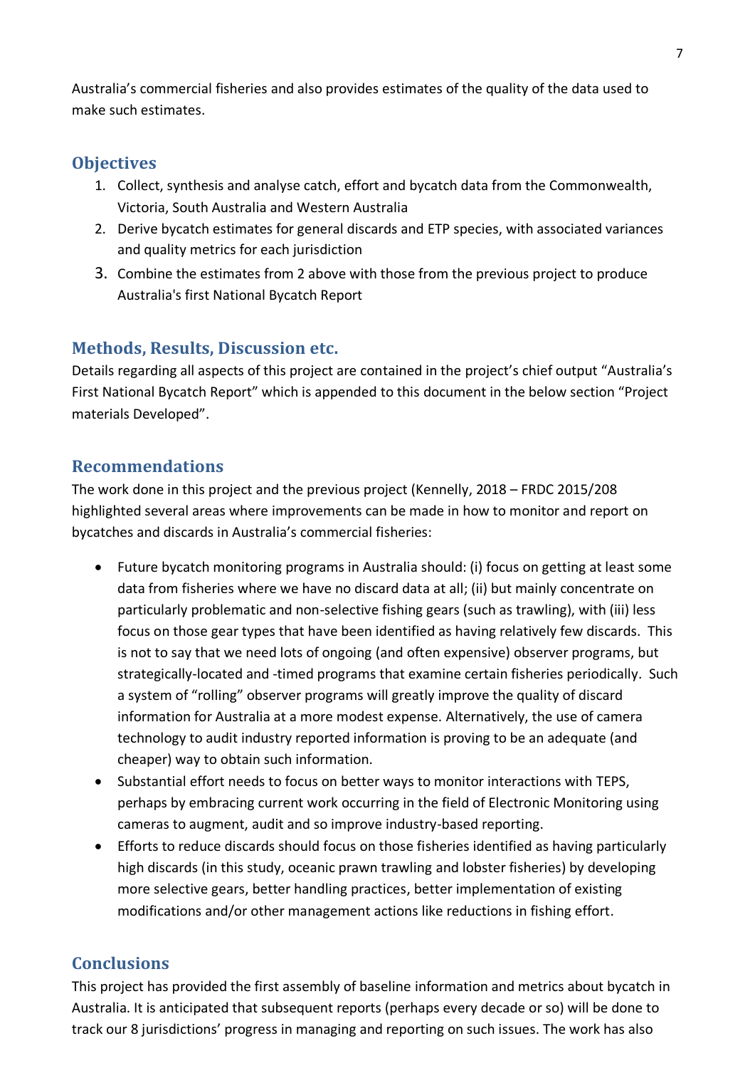Australia's commercial fisheries and also provides estimates of the quality of the data used to make such estimates.

## Objectives

1. Collect, synthesis and analyse catch, effort and bycatch data from the Commonwealth, Victoria, South Australia and Western Australia
2. Derive bycatch estimates for general discards and ETP species, with associated variances and quality metrics for each jurisdiction
3. Combine the estimates from 2 above with those from the previous project to produce Australia's first National Bycatch Report

## Methods, Results, Discussion etc.

Details regarding all aspects of this project are contained in the project's chief output "Australia's First National Bycatch Report" which is appended to this document in the below section "Project materials Developed".

## Recommendations

The work done in this project and the previous project (Kennelly, 2018 – FRDC 2015/208 highlighted several areas where improvements can be made in how to monitor and report on bycatches and discards in Australia's commercial fisheries:

- Future bycatch monitoring programs in Australia should: (i) focus on getting at least some data from fisheries where we have no discard data at all; (ii) but mainly concentrate on particularly problematic and non-selective fishing gears (such as trawling), with (iii) less focus on those gear types that have been identified as having relatively few discards. This is not to say that we need lots of ongoing (and often expensive) observer programs, but strategically-located and -timed programs that examine certain fisheries periodically. Such a system of "rolling" observer programs will greatly improve the quality of discard information for Australia at a more modest expense. Alternatively, the use of camera technology to audit industry reported information is proving to be an adequate (and cheaper) way to obtain such information.
- Substantial effort needs to focus on better ways to monitor interactions with TEPS, perhaps by embracing current work occurring in the field of Electronic Monitoring using cameras to augment, audit and so improve industry-based reporting.
- Efforts to reduce discards should focus on those fisheries identified as having particularly high discards (in this study, oceanic prawn trawling and lobster fisheries) by developing more selective gears, better handling practices, better implementation of existing modifications and/or other management actions like reductions in fishing effort.

## Conclusions

This project has provided the first assembly of baseline information and metrics about bycatch in Australia. It is anticipated that subsequent reports (perhaps every decade or so) will be done to track our 8 jurisdictions' progress in managing and reporting on such issues. The work has also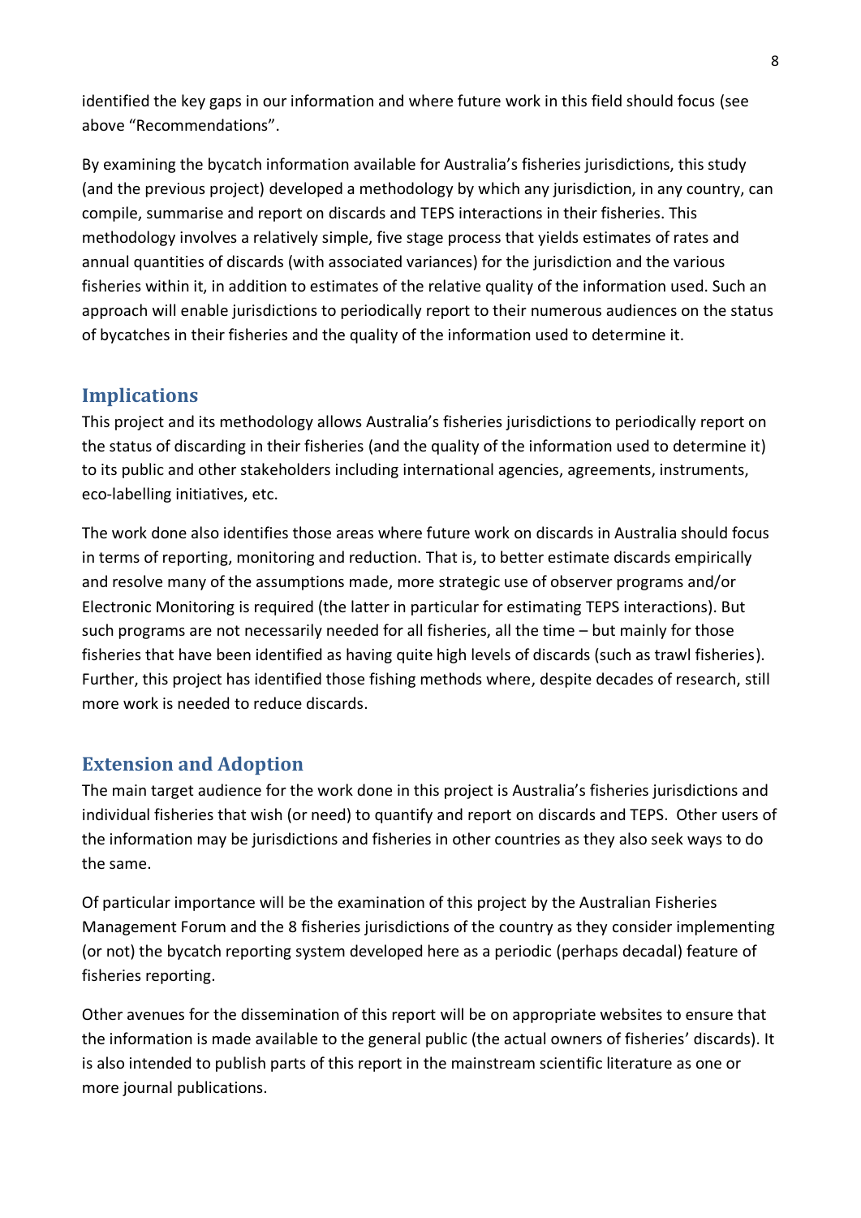identified the key gaps in our information and where future work in this field should focus (see above "Recommendations".

By examining the bycatch information available for Australia's fisheries jurisdictions, this study (and the previous project) developed a methodology by which any jurisdiction, in any country, can compile, summarise and report on discards and TEPS interactions in their fisheries. This methodology involves a relatively simple, five stage process that yields estimates of rates and annual quantities of discards (with associated variances) for the jurisdiction and the various fisheries within it, in addition to estimates of the relative quality of the information used. Such an approach will enable jurisdictions to periodically report to their numerous audiences on the status of bycatches in their fisheries and the quality of the information used to determine it.

## Implications

This project and its methodology allows Australia's fisheries jurisdictions to periodically report on the status of discarding in their fisheries (and the quality of the information used to determine it) to its public and other stakeholders including international agencies, agreements, instruments, eco-labelling initiatives, etc.

The work done also identifies those areas where future work on discards in Australia should focus in terms of reporting, monitoring and reduction. That is, to better estimate discards empirically and resolve many of the assumptions made, more strategic use of observer programs and/or Electronic Monitoring is required (the latter in particular for estimating TEPS interactions). But such programs are not necessarily needed for all fisheries, all the time – but mainly for those fisheries that have been identified as having quite high levels of discards (such as trawl fisheries). Further, this project has identified those fishing methods where, despite decades of research, still more work is needed to reduce discards.

## Extension and Adoption

The main target audience for the work done in this project is Australia's fisheries jurisdictions and individual fisheries that wish (or need) to quantify and report on discards and TEPS. Other users of the information may be jurisdictions and fisheries in other countries as they also seek ways to do the same.

Of particular importance will be the examination of this project by the Australian Fisheries Management Forum and the 8 fisheries jurisdictions of the country as they consider implementing (or not) the bycatch reporting system developed here as a periodic (perhaps decadal) feature of fisheries reporting.

Other avenues for the dissemination of this report will be on appropriate websites to ensure that the information is made available to the general public (the actual owners of fisheries' discards). It is also intended to publish parts of this report in the mainstream scientific literature as one or more journal publications.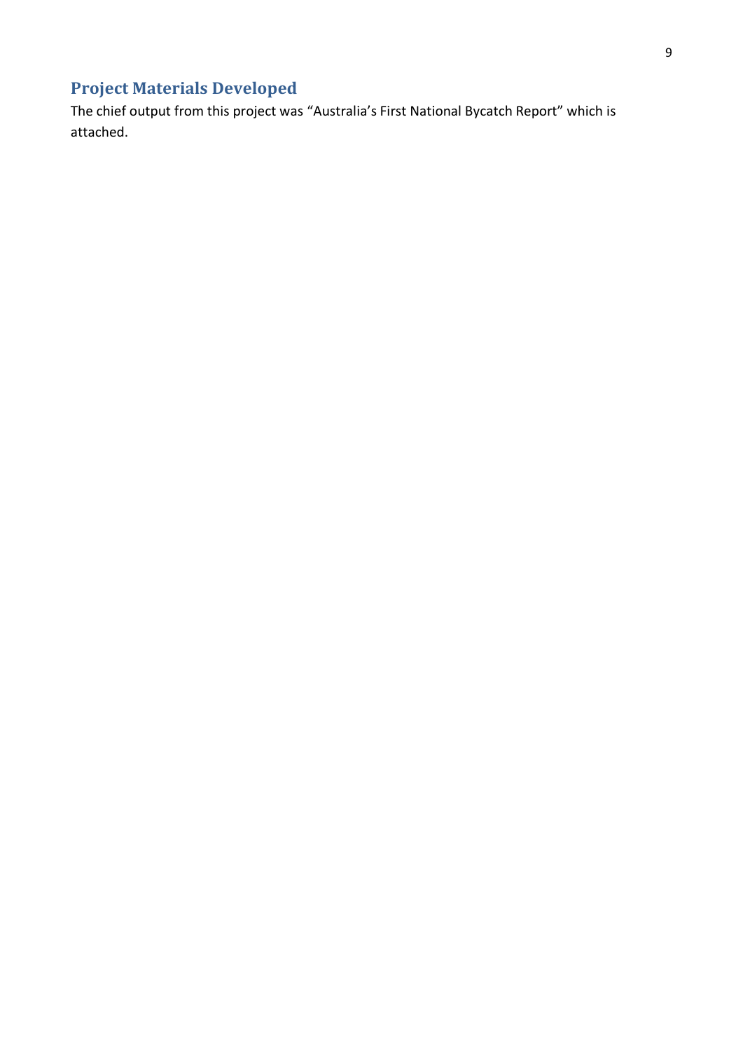## Project Materials Developed

The chief output from this project was "Australia's First National Bycatch Report" which is attached.